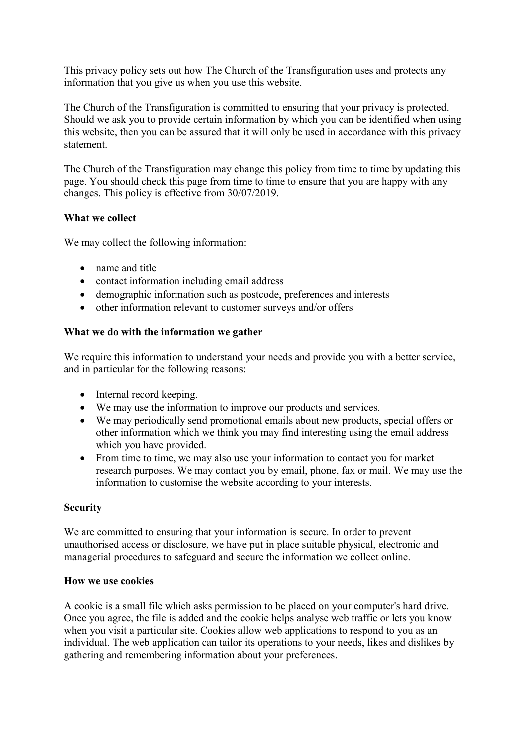This privacy policy sets out how The Church of the Transfiguration uses and protects any information that you give us when you use this website.

The Church of the Transfiguration is committed to ensuring that your privacy is protected. Should we ask you to provide certain information by which you can be identified when using this website, then you can be assured that it will only be used in accordance with this privacy statement.

The Church of the Transfiguration may change this policy from time to time by updating this page. You should check this page from time to time to ensure that you are happy with any changes. This policy is effective from 30/07/2019.

**What we collect**

We may collect the following information:

- name and title
- contact information including email address
- demographic information such as postcode, preferences and interests
- other information relevant to customer surveys and/or offers

**What we do with the information we gather**

We require this information to understand your needs and provide you with a better service, and in particular for the following reasons:

- Internal record keeping.
- We may use the information to improve our products and services.
- We may periodically send promotional emails about new products, special offers or other information which we think you may find interesting using the email address which you have provided.
- From time to time, we may also use your information to contact you for market research purposes. We may contact you by email, phone, fax or mail. We may use the information to customise the website according to your interests.

**Security**

We are committed to ensuring that your information is secure. In order to prevent unauthorised access or disclosure, we have put in place suitable physical, electronic and managerial procedures to safeguard and secure the information we collect online.

**How we use cookies**

A cookie is a small file which asks permission to be placed on your computer's hard drive. Once you agree, the file is added and the cookie helps analyse web traffic or lets you know when you visit a particular site. Cookies allow web applications to respond to you as an individual. The web application can tailor its operations to your needs, likes and dislikes by gathering and remembering information about your preferences.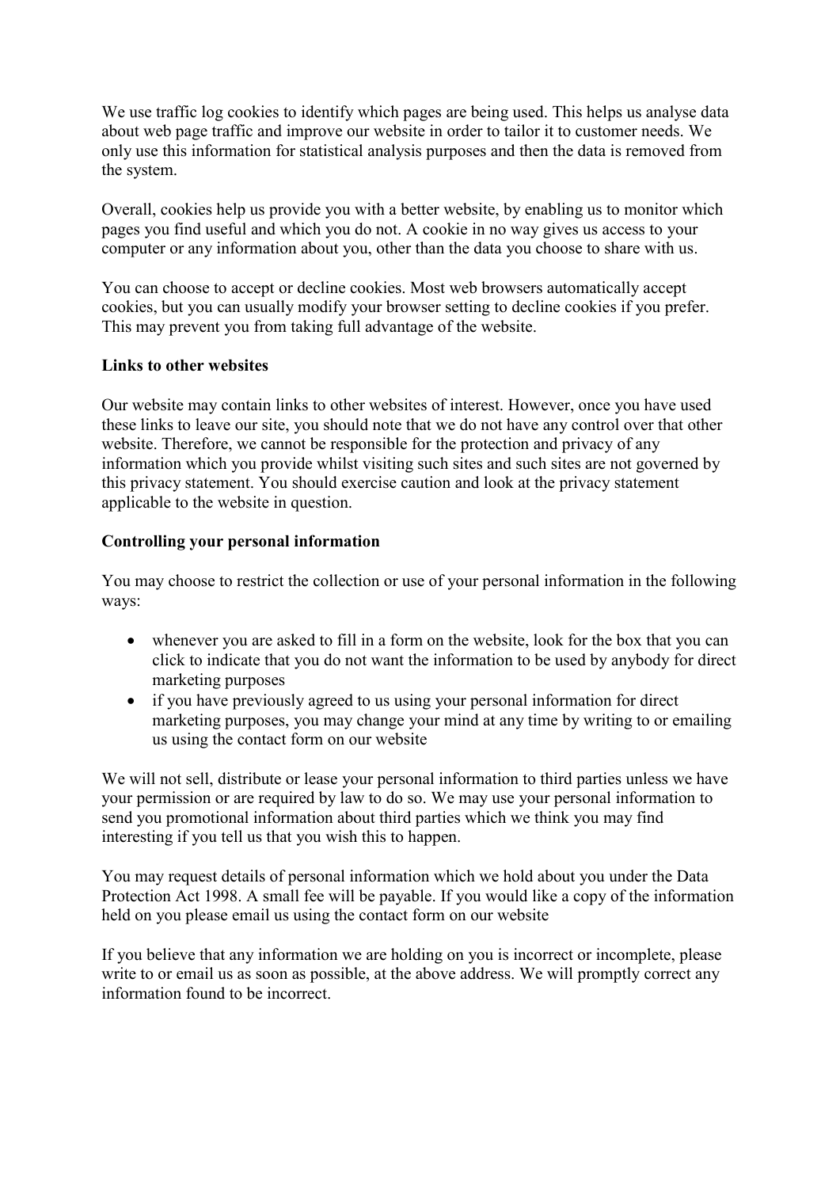We use traffic log cookies to identify which pages are being used. This helps us analyse data about web page traffic and improve our website in order to tailor it to customer needs. We only use this information for statistical analysis purposes and then the data is removed from the system.

Overall, cookies help us provide you with a better website, by enabling us to monitor which pages you find useful and which you do not. A cookie in no way gives us access to your computer or any information about you, other than the data you choose to share with us.

You can choose to accept or decline cookies. Most web browsers automatically accept cookies, but you can usually modify your browser setting to decline cookies if you prefer. This may prevent you from taking full advantage of the website.

**Links to other websites**

Our website may contain links to other websites of interest. However, once you have used these links to leave our site, you should note that we do not have any control over that other website. Therefore, we cannot be responsible for the protection and privacy of any information which you provide whilst visiting such sites and such sites are not governed by this privacy statement. You should exercise caution and look at the privacy statement applicable to the website in question.

**Controlling your personal information**

You may choose to restrict the collection or use of your personal information in the following ways:

- whenever you are asked to fill in a form on the website, look for the box that you can click to indicate that you do not want the information to be used by anybody for direct marketing purposes
- if you have previously agreed to us using your personal information for direct marketing purposes, you may change your mind at any time by writing to or emailing us using the contact form on our website

We will not sell, distribute or lease your personal information to third parties unless we have your permission or are required by law to do so. We may use your personal information to send you promotional information about third parties which we think you may find interesting if you tell us that you wish this to happen.

You may request details of personal information which we hold about you under the Data Protection Act 1998. A small fee will be payable. If you would like a copy of the information held on you please email us using the contact form on our website

If you believe that any information we are holding on you is incorrect or incomplete, please write to or email us as soon as possible, at the above address. We will promptly correct any information found to be incorrect.